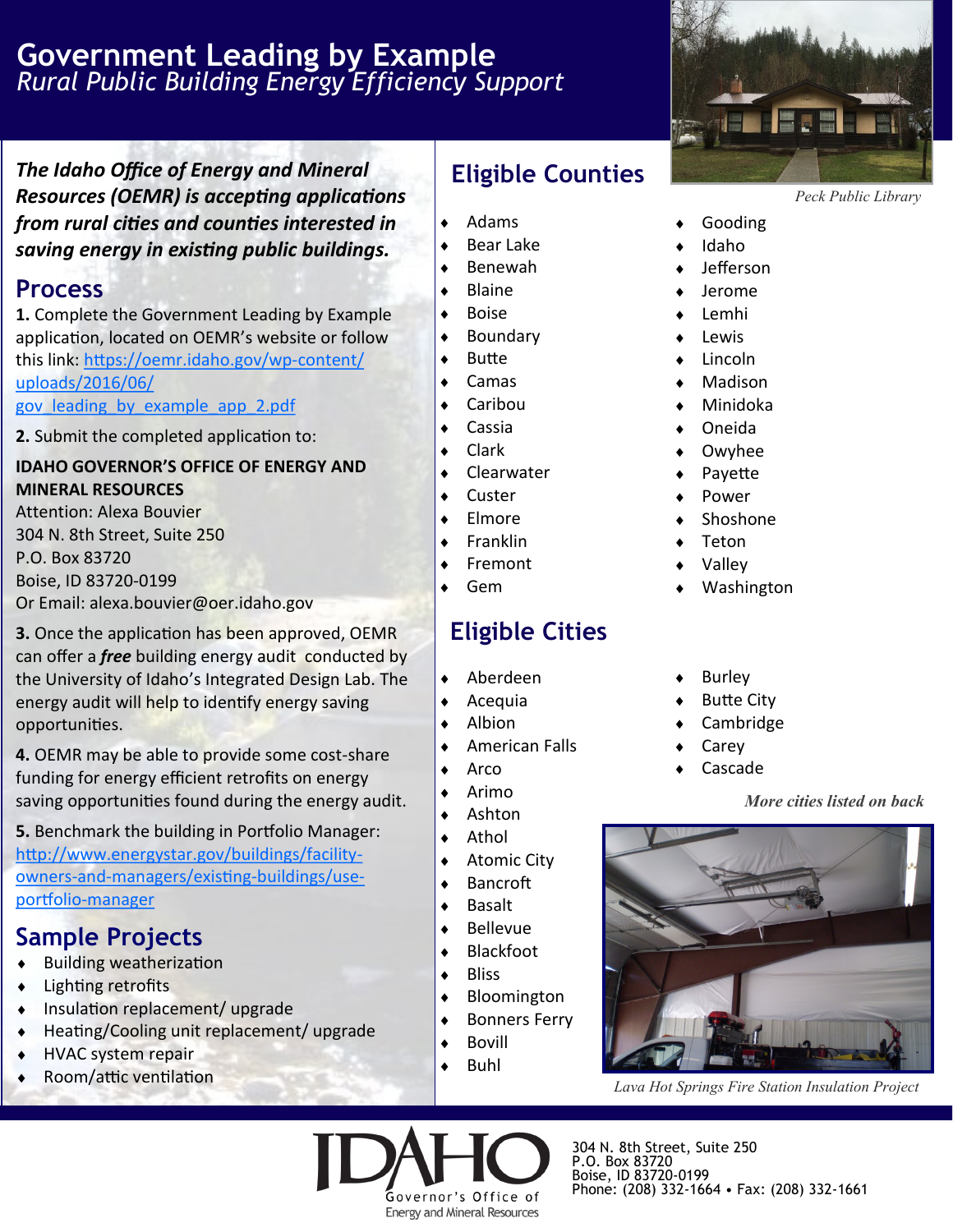# Government Leading by Example

*Rural Public Building Energy Efficiency Support*

***The Idaho Office of Energy and Mineral Resources (OEMR) is accepting applications from rural cities and counties interested in saving energy in existing public buildings.***

## Process

**1.** Complete the Government Leading by Example application, located on OEMR's website or follow this link: https://oemr.idaho.gov/wp-content/uploads/2016/06/gov_leading_by_example_app_2.pdf

**2.** Submit the completed application to:

**IDAHO GOVERNOR'S OFFICE OF ENERGY AND MINERAL RESOURCES**
Attention: Alexa Bouvier
304 N. 8th Street, Suite 250
P.O. Box 83720
Boise, ID 83720-0199
Or Email: alexa.bouvier@oer.idaho.gov

**3.** Once the application has been approved, OEMR can offer a ***free*** building energy audit conducted by the University of Idaho's Integrated Design Lab. The energy audit will help to identify energy saving opportunities.

**4.** OEMR may be able to provide some cost-share funding for energy efficient retrofits on energy saving opportunities found during the energy audit.

**5.** Benchmark the building in Portfolio Manager: http://www.energystar.gov/buildings/facility-owners-and-managers/existing-buildings/use-portfolio-manager

## Sample Projects

- Building weatherization
- Lighting retrofits
- Insulation replacement/ upgrade
- Heating/Cooling unit replacement/ upgrade
- HVAC system repair
- Room/attic ventilation

*Peck Public Library*

## Eligible Counties

- Adams
- Bear Lake
- Benewah
- Blaine
- Boise
- Boundary
- Butte
- Camas
- Caribou
- Cassia
- Clark
- Clearwater
- Custer
- Elmore
- Franklin
- Fremont
- Gem
- Gooding
- Idaho
- Jefferson
- Jerome
- Lemhi
- Lewis
- Lincoln
- Madison
- Minidoka
- Oneida
- Owyhee
- Payette
- Power
- Shoshone
- Teton
- Valley
- Washington

## Eligible Cities

- Aberdeen
- Acequia
- Albion
- American Falls
- Arco
- Arimo
- Ashton
- Athol
- Atomic City
- Bancroft
- Basalt
- Bellevue
- Blackfoot
- Bliss
- Bloomington
- Bonners Ferry
- Bovill
- Buhl
- Burley
- Butte City
- Cambridge
- Carey
- Cascade

***More cities listed on back***

*Lava Hot Springs Fire Station Insulation Project*

IDAHO Governor's Office of Energy and Mineral Resources

304 N. 8th Street, Suite 250
P.O. Box 83720
Boise, ID 83720-0199
Phone: (208) 332-1664 • Fax: (208) 332-1661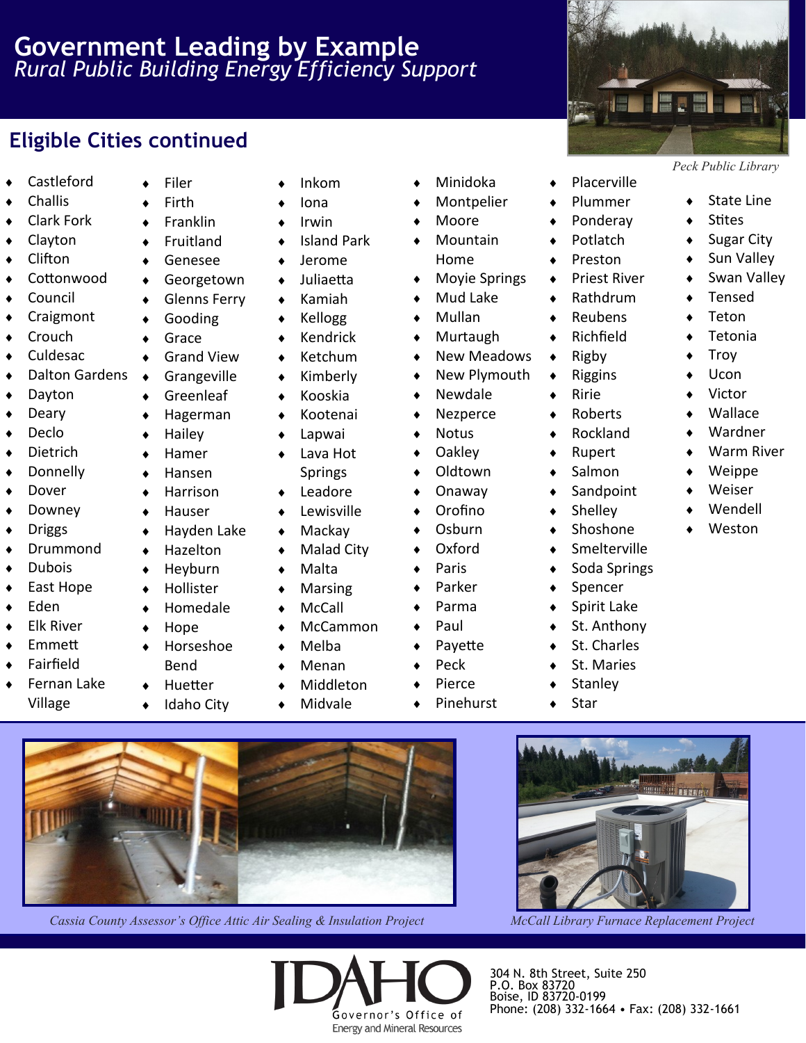# Government Leading by Example

*Rural Public Building Energy Efficiency Support*

*Peck Public Library*

## Eligible Cities continued

- Castleford
- Challis
- Clark Fork
- Clayton
- Clifton
- Cottonwood
- Council
- Craigmont
- Crouch
- Culdesac
- Dalton Gardens
- Dayton
- Deary
- Declo
- Dietrich
- Donnelly
- Dover
- Downey
- Driggs
- Drummond
- Dubois
- East Hope
- Eden
- Elk River
- Emmett
- Fairfield
- Fernan Lake Village
- Filer
- Firth
- Franklin
- Fruitland
- Genesee
- Georgetown
- Glenns Ferry
- Gooding
- Grace
- Grand View
- Grangeville
- Greenleaf
- Hagerman
- Hailey
- Hamer
- Hansen
- Harrison
- Hauser
- Hayden Lake
- Hazelton
- Heyburn
- Hollister
- Homedale
- Hope
- Horseshoe Bend
- Huetter
- Idaho City
- Inkom
- Iona
- Irwin
- Island Park
- Jerome
- Juliaetta
- Kamiah
- Kellogg
- Kendrick
- Ketchum
- Kimberly
- Kooskia
- Kootenai
- Lapwai
- Lava Hot Springs
- Leadore
- Lewisville
- Mackay
- Malad City
- Malta
- Marsing
- McCall
- McCammon
- Melba
- Menan
- Middleton
- Midvale
- Minidoka
- Montpelier
- Moore
- Mountain Home
- Moyie Springs
- Mud Lake
- Mullan
- Murtaugh
- New Meadows
- New Plymouth
- Newdale
- Nezperce
- Notus
- Oakley
- Oldtown
- Onaway
- Orofino
- Osburn
- Oxford
- Paris
- Parker
- Parma
- Paul
- Payette
- Peck
- Pierce
- Pinehurst
- Placerville
- Plummer
- Ponderay
- Potlatch
- Preston
- Priest River
- Rathdrum
- Reubens
- Richfield
- Rigby
- Riggins
- Ririe
- Roberts
- Rockland
- Rupert
- Salmon
- Sandpoint
- Shelley
- Shoshone
- Smelterville
- Soda Springs
- Spencer
- Spirit Lake
- St. Anthony
- St. Charles
- St. Maries
- Stanley
- Star
- State Line
- Stites
- Sugar City
- Sun Valley
- Swan Valley
- Tensed
- Teton
- Tetonia
- Troy
- Ucon
- Victor
- Wallace
- Wardner
- Warm River
- Weippe
- Weiser
- Wendell
- Weston

*Cassia County Assessor's Office Attic Air Sealing & Insulation Project*

*McCall Library Furnace Replacement Project*

IDAHO Governor's Office of Energy and Mineral Resources

304 N. 8th Street, Suite 250
P.O. Box 83720
Boise, ID 83720-0199
Phone: (208) 332-1664 • Fax: (208) 332-1661